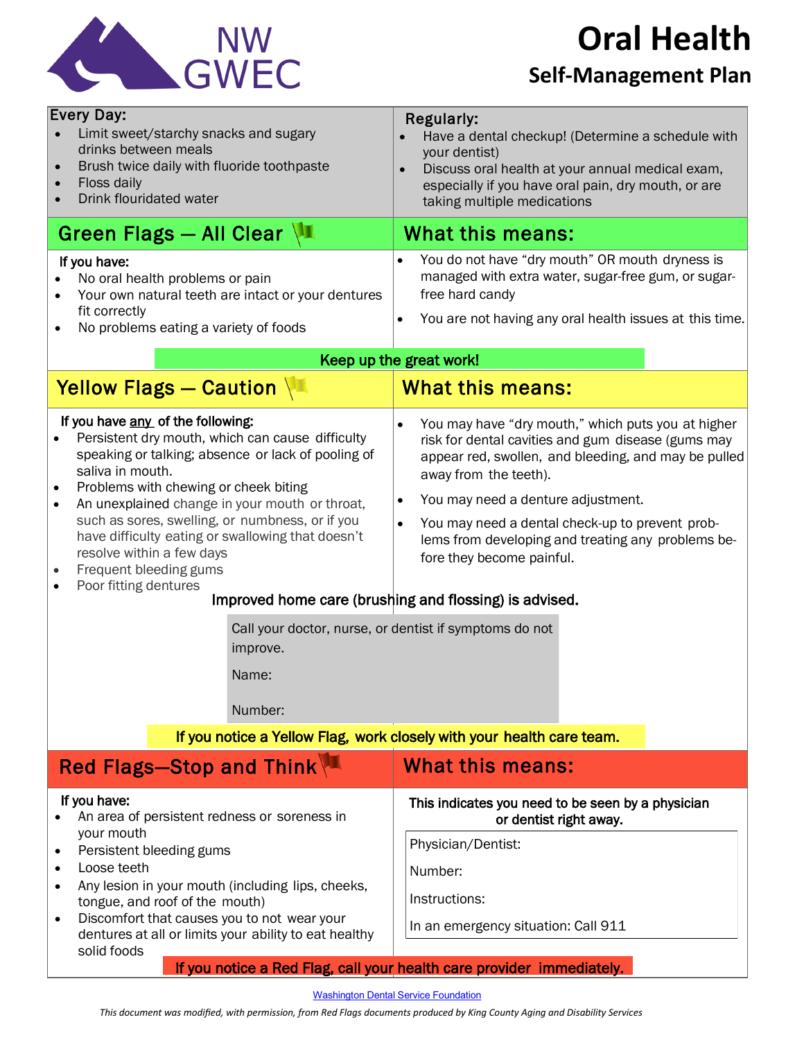NW GWEC

# Oral Health

## Self-Management Plan

**Every Day:**

- Limit sweet/starchy snacks and sugary drinks between meals
- Brush twice daily with fluoride toothpaste
- Floss daily
- Drink flouridated water

**Regularly:**

- Have a dental checkup! (Determine a schedule with your dentist)
- Discuss oral health at your annual medical exam, especially if you have oral pain, dry mouth, or are taking multiple medications

## Green Flags — All Clear

**If you have:**

- No oral health problems or pain
- Your own natural teeth are intact or your dentures fit correctly
- No problems eating a variety of foods

**What this means:**

- You do not have "dry mouth" OR mouth dryness is managed with extra water, sugar-free gum, or sugar-free hard candy
- You are not having any oral health issues at this time.

**Keep up the great work!**

## Yellow Flags — Caution

**If you have any of the following:**

- Persistent dry mouth, which can cause difficulty speaking or talking; absence or lack of pooling of saliva in mouth.
- Problems with chewing or cheek biting
- An unexplained change in your mouth or throat, such as sores, swelling, or numbness, or if you have difficulty eating or swallowing that doesn't resolve within a few days
- Frequent bleeding gums
- Poor fitting dentures

**What this means:**

- You may have "dry mouth," which puts you at higher risk for dental cavities and gum disease (gums may appear red, swollen, and bleeding, and may be pulled away from the teeth).
- You may need a denture adjustment.
- You may need a dental check-up to prevent problems from developing and treating any problems before they become painful.

**Improved home care (brushing and flossing) is advised.**

Call your doctor, nurse, or dentist if symptoms do not improve.

Name:

Number:

**If you notice a Yellow Flag, work closely with your health care team.**

## Red Flags—Stop and Think

**If you have:**

- An area of persistent redness or soreness in your mouth
- Persistent bleeding gums
- Loose teeth
- Any lesion in your mouth (including lips, cheeks, tongue, and roof of the mouth)
- Discomfort that causes you to not wear your dentures at all or limits your ability to eat healthy solid foods

**What this means:**

**This indicates you need to be seen by a physician or dentist right away.**

Physician/Dentist:

Number:

Instructions:

In an emergency situation: Call 911

**If you notice a Red Flag, call your health care provider immediately.**

Washington Dental Service Foundation

*This document was modified, with permission, from Red Flags documents produced by King County Aging and Disability Services*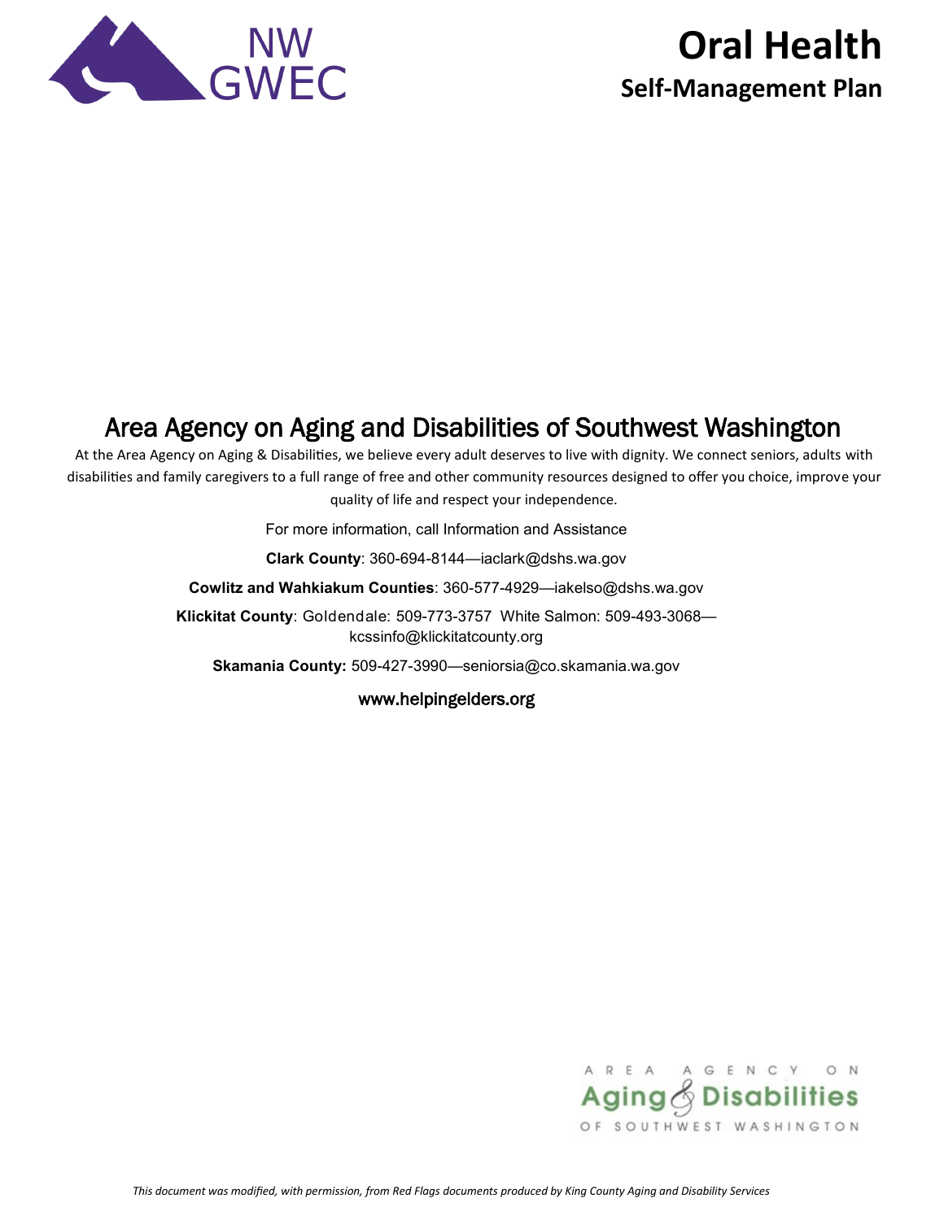NW GWEC

# Oral Health

## Self-Management Plan

## Area Agency on Aging and Disabilities of Southwest Washington

At the Area Agency on Aging & Disabilities, we believe every adult deserves to live with dignity. We connect seniors, adults with disabilities and family caregivers to a full range of free and other community resources designed to offer you choice, improve your quality of life and respect your independence.

For more information, call Information and Assistance

**Clark County**: 360-694-8144—iaclark@dshs.wa.gov

**Cowlitz and Wahkiakum Counties**: 360-577-4929—iakelso@dshs.wa.gov

**Klickitat County**: Goldendale: 509-773-3757 White Salmon: 509-493-3068—kcssinfo@klickitatcounty.org

**Skamania County:** 509-427-3990—seniorsia@co.skamania.wa.gov

www.helpingelders.org

AREA AGENCY ON Aging & Disabilities OF SOUTHWEST WASHINGTON

*This document was modified, with permission, from Red Flags documents produced by King County Aging and Disability Services*